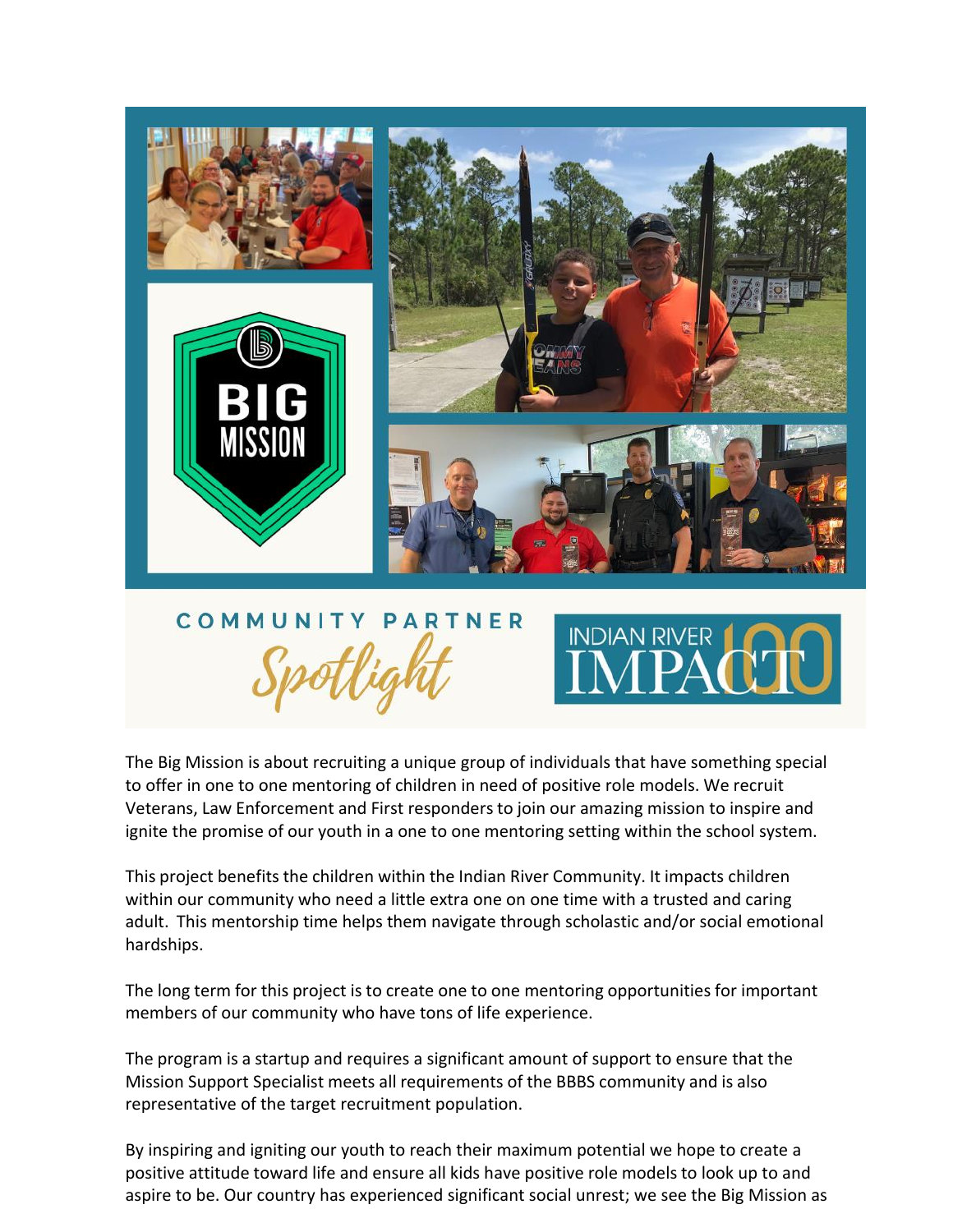## COMMUNITY PARTNER *Spotlight*

INDIAN RIVER IMPACT 100

The Big Mission is about recruiting a unique group of individuals that have something special to offer in one to one mentoring of children in need of positive role models. We recruit Veterans, Law Enforcement and First responders to join our amazing mission to inspire and ignite the promise of our youth in a one to one mentoring setting within the school system.

This project benefits the children within the Indian River Community. It impacts children within our community who need a little extra one on one time with a trusted and caring adult. This mentorship time helps them navigate through scholastic and/or social emotional hardships.

The long term for this project is to create one to one mentoring opportunities for important members of our community who have tons of life experience.

The program is a startup and requires a significant amount of support to ensure that the Mission Support Specialist meets all requirements of the BBBS community and is also representative of the target recruitment population.

By inspiring and igniting our youth to reach their maximum potential we hope to create a positive attitude toward life and ensure all kids have positive role models to look up to and aspire to be. Our country has experienced significant social unrest; we see the Big Mission as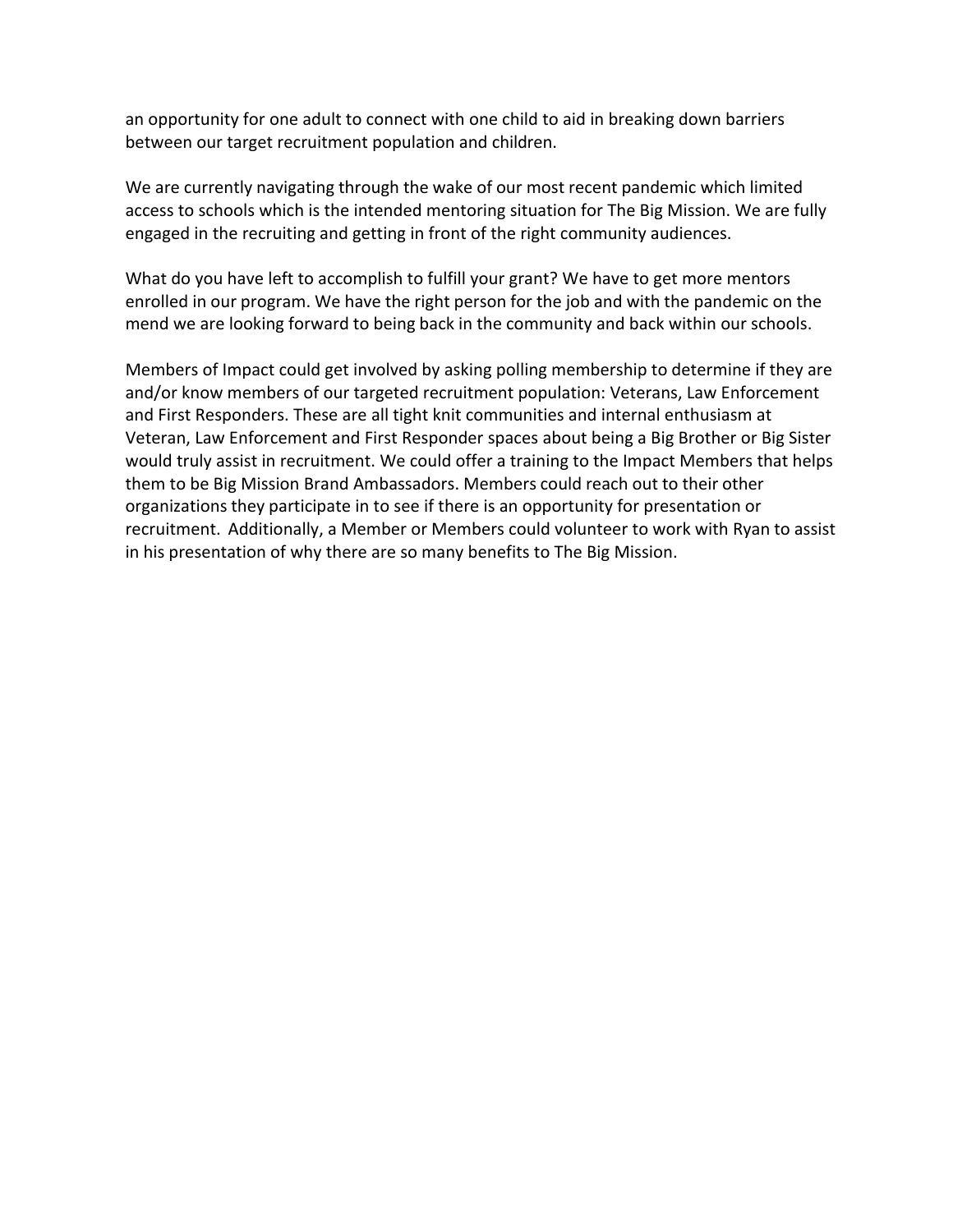an opportunity for one adult to connect with one child to aid in breaking down barriers between our target recruitment population and children.

We are currently navigating through the wake of our most recent pandemic which limited access to schools which is the intended mentoring situation for The Big Mission. We are fully engaged in the recruiting and getting in front of the right community audiences.

What do you have left to accomplish to fulfill your grant? We have to get more mentors enrolled in our program. We have the right person for the job and with the pandemic on the mend we are looking forward to being back in the community and back within our schools.

Members of Impact could get involved by asking polling membership to determine if they are and/or know members of our targeted recruitment population: Veterans, Law Enforcement and First Responders. These are all tight knit communities and internal enthusiasm at Veteran, Law Enforcement and First Responder spaces about being a Big Brother or Big Sister would truly assist in recruitment. We could offer a training to the Impact Members that helps them to be Big Mission Brand Ambassadors. Members could reach out to their other organizations they participate in to see if there is an opportunity for presentation or recruitment. Additionally, a Member or Members could volunteer to work with Ryan to assist in his presentation of why there are so many benefits to The Big Mission.